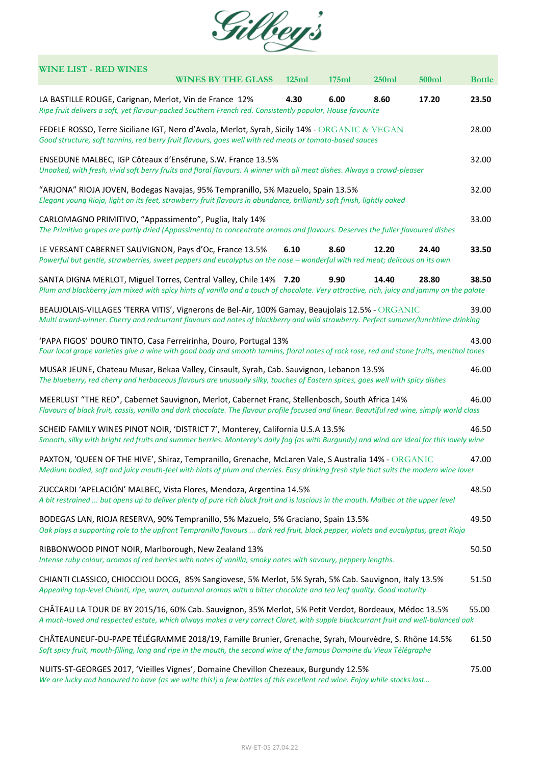# Gilbey's

## WINE LIST - RED WINES

| WINES BY THE GLASS | 125ml | 175ml | 250ml | 500ml | Bottle |
|---|---|---|---|---|---|
| LA BASTILLE ROUGE, Carignan, Merlot, Vin de France 12%<br>*Ripe fruit delivers a soft, yet flavour-packed Southern French red. Consistently popular, House favourite* | **4.30** | **6.00** | **8.60** | **17.20** | **23.50** |
| FEDELE ROSSO, Terre Siciliane IGT, Nero d'Avola, Merlot, Syrah, Sicily 14% - ORGANIC & VEGAN<br>*Good structure, soft tannins, red berry fruit flavours, goes well with red meats or tomato-based sauces* | | | | | 28.00 |
| ENSEDUNE MALBEC, IGP Côteaux d'Ensérune, S.W. France 13.5%<br>*Unoaked, with fresh, vivid soft berry fruits and floral flavours. A winner with all meat dishes. Always a crowd-pleaser* | | | | | 32.00 |
| "ARJONA" RIOJA JOVEN, Bodegas Navajas, 95% Tempranillo, 5% Mazuelo, Spain 13.5%<br>*Elegant young Rioja, light on its feet, strawberry fruit flavours in abundance, brilliantly soft finish, lightly oaked* | | | | | 32.00 |
| CARLOMAGNO PRIMITIVO, "Appassimento", Puglia, Italy 14%<br>*The Primitivo grapes are partly dried (Appassimento) to concentrate aromas and flavours. Deserves the fuller flavoured dishes* | | | | | 33.00 |
| LE VERSANT CABERNET SAUVIGNON, Pays d'Oc, France 13.5%<br>*Powerful but gentle, strawberries, sweet peppers and eucalyptus on the nose – wonderful with red meat; delicous on its own* | **6.10** | **8.60** | **12.20** | **24.40** | **33.50** |
| SANTA DIGNA MERLOT, Miguel Torres, Central Valley, Chile 14%<br>*Plum and blackberry jam mixed with spicy hints of vanilla and a touch of chocolate. Very attractive, rich, juicy and jammy on the palate* | **7.20** | **9.90** | **14.40** | **28.80** | **38.50** |
| BEAUJOLAIS-VILLAGES 'TERRA VITIS', Vignerons de Bel-Air, 100% Gamay, Beaujolais 12.5% - ORGANIC<br>*Multi award-winner. Cherry and redcurrant flavours and notes of blackberry and wild strawberry. Perfect summer/lunchtime drinking* | | | | | 39.00 |
| 'PAPA FIGOS' DOURO TINTO, Casa Ferreirinha, Douro, Portugal 13%<br>*Four local grape varieties give a wine with good body and smooth tannins, floral notes of rock rose, red and stone fruits, menthol tones* | | | | | 43.00 |
| MUSAR JEUNE, Chateau Musar, Bekaa Valley, Cinsault, Syrah, Cab. Sauvignon, Lebanon 13.5%<br>*The blueberry, red cherry and herbaceous flavours are unusually silky, touches of Eastern spices, goes well with spicy dishes* | | | | | 46.00 |
| MEERLUST "THE RED", Cabernet Sauvignon, Merlot, Cabernet Franc, Stellenbosch, South Africa 14%<br>*Flavours of black fruit, cassis, vanilla and dark chocolate. The flavour profile focused and linear. Beautiful red wine, simply world class* | | | | | 46.00 |
| SCHEID FAMILY WINES PINOT NOIR, 'DISTRICT 7', Monterey, California U.S.A 13.5%<br>*Smooth, silky with bright red fruits and summer berries. Monterey's daily fog (as with Burgundy) and wind are ideal for this lovely wine* | | | | | 46.50 |
| PAXTON, 'QUEEN OF THE HIVE', Shiraz, Tempranillo, Grenache, McLaren Vale, S Australia 14% - ORGANIC<br>*Medium bodied, soft and juicy mouth-feel with hints of plum and cherries. Easy drinking fresh style that suits the modern wine lover* | | | | | 47.00 |
| ZUCCARDI 'APELACIÓN' MALBEC, Vista Flores, Mendoza, Argentina 14.5%<br>*A bit restrained ... but opens up to deliver plenty of pure rich black fruit and is luscious in the mouth. Malbec at the upper level* | | | | | 48.50 |
| BODEGAS LAN, RIOJA RESERVA, 90% Tempranillo, 5% Mazuelo, 5% Graciano, Spain 13.5%<br>*Oak plays a supporting role to the upfront Tempranillo flavours ... dark red fruit, black pepper, violets and eucalyptus, great Rioja* | | | | | 49.50 |
| RIBBONWOOD PINOT NOIR, Marlborough, New Zealand 13%<br>*Intense ruby colour, aromas of red berries with notes of vanilla, smoky notes with savoury, peppery lengths.* | | | | | 50.50 |
| CHIANTI CLASSICO, CHIOCCIOLI DOCG, 85% Sangiovese, 5% Merlot, 5% Syrah, 5% Cab. Sauvignon, Italy 13.5%<br>*Appealing top-level Chianti, ripe, warm, autumnal aromas with a bitter chocolate and tea leaf quality. Good maturity* | | | | | 51.50 |
| CHÂTEAU LA TOUR DE BY 2015/16, 60% Cab. Sauvignon, 35% Merlot, 5% Petit Verdot, Bordeaux, Médoc 13.5%<br>*A much-loved and respected estate, which always makes a very correct Claret, with supple blackcurrant fruit and well-balanced oak* | | | | | 55.00 |
| CHÂTEAUNEUF-DU-PAPE TÉLÉGRAMME 2018/19, Famille Brunier, Grenache, Syrah, Mourvèdre, S. Rhône 14.5%<br>*Soft spicy fruit, mouth-filling, long and ripe in the mouth, the second wine of the famous Domaine du Vieux Télégraphe* | | | | | 61.50 |
| NUITS-ST-GEORGES 2017, 'Vieilles Vignes', Domaine Chevillon Chezeaux, Burgundy 12.5%<br>*We are lucky and honoured to have (as we write this!) a few bottles of this excellent red wine. Enjoy while stocks last…* | | | | | 75.00 |

RW-ET-05 27.04.22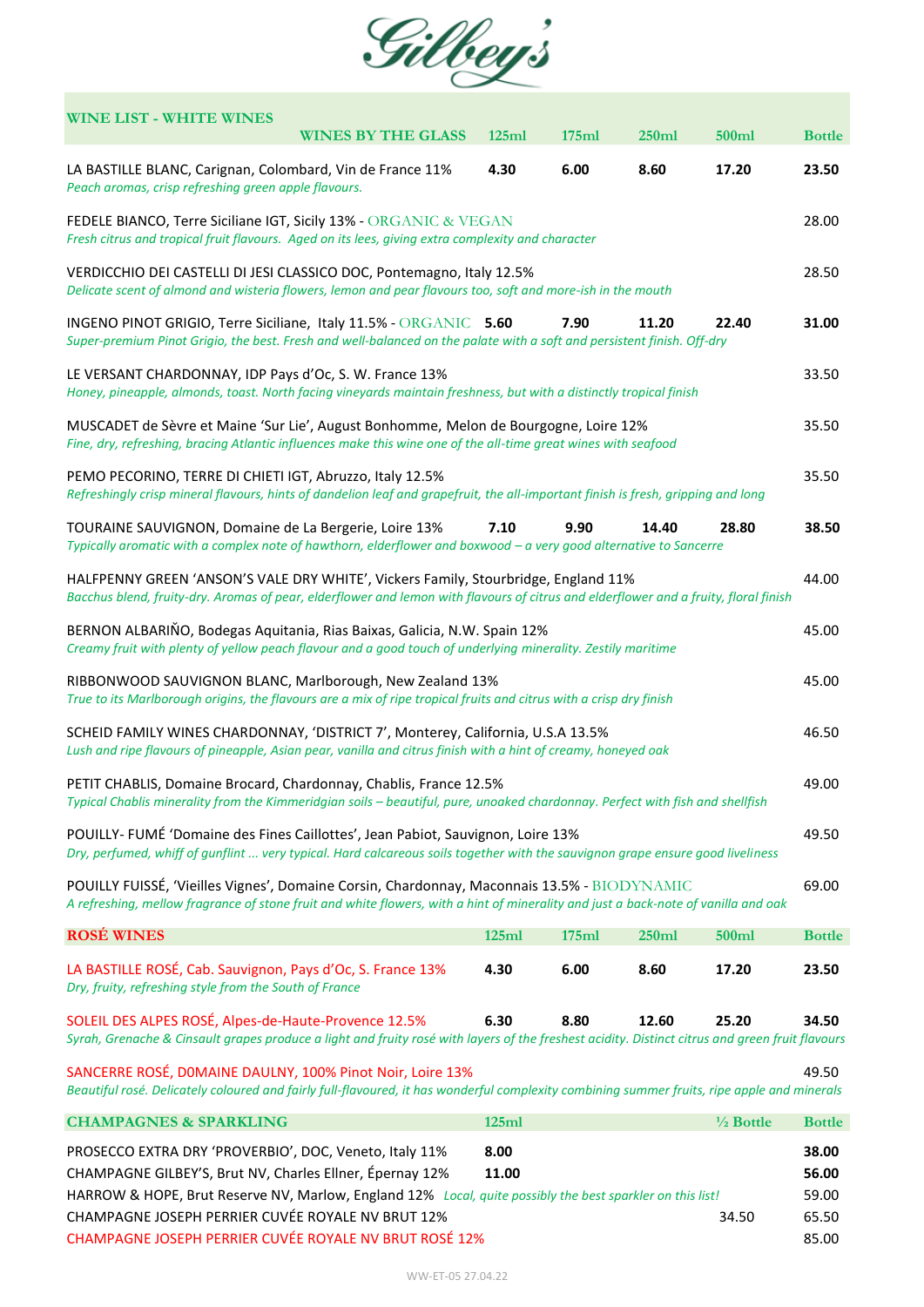# Gilbey's

## WINE LIST - WHITE WINES

| WINES BY THE GLASS | 125ml | 175ml | 250ml | 500ml | Bottle |
|---|---|---|---|---|---|
| LA BASTILLE BLANC, Carignan, Colombard, Vin de France 11%<br>*Peach aromas, crisp refreshing green apple flavours.* | **4.30** | **6.00** | **8.60** | **17.20** | **23.50** |
| FEDELE BIANCO, Terre Siciliane IGT, Sicily 13% - ORGANIC & VEGAN<br>*Fresh citrus and tropical fruit flavours. Aged on its lees, giving extra complexity and character* | | | | | 28.00 |
| VERDICCHIO DEI CASTELLI DI JESI CLASSICO DOC, Pontemagno, Italy 12.5%<br>*Delicate scent of almond and wisteria flowers, lemon and pear flavours too, soft and more-ish in the mouth* | | | | | 28.50 |
| INGENO PINOT GRIGIO, Terre Siciliane, Italy 11.5% - ORGANIC<br>*Super-premium Pinot Grigio, the best. Fresh and well-balanced on the palate with a soft and persistent finish. Off-dry* | **5.60** | **7.90** | **11.20** | **22.40** | **31.00** |
| LE VERSANT CHARDONNAY, IDP Pays d'Oc, S. W. France 13%<br>*Honey, pineapple, almonds, toast. North facing vineyards maintain freshness, but with a distinctly tropical finish* | | | | | 33.50 |
| MUSCADET de Sèvre et Maine 'Sur Lie', August Bonhomme, Melon de Bourgogne, Loire 12%<br>*Fine, dry, refreshing, bracing Atlantic influences make this wine one of the all-time great wines with seafood* | | | | | 35.50 |
| PEMO PECORINO, TERRE DI CHIETI IGT, Abruzzo, Italy 12.5%<br>*Refreshingly crisp mineral flavours, hints of dandelion leaf and grapefruit, the all-important finish is fresh, gripping and long* | | | | | 35.50 |
| TOURAINE SAUVIGNON, Domaine de La Bergerie, Loire 13%<br>*Typically aromatic with a complex note of hawthorn, elderflower and boxwood – a very good alternative to Sancerre* | **7.10** | **9.90** | **14.40** | **28.80** | **38.50** |
| HALFPENNY GREEN 'ANSON'S VALE DRY WHITE', Vickers Family, Stourbridge, England 11%<br>*Bacchus blend, fruity-dry. Aromas of pear, elderflower and lemon with flavours of citrus and elderflower and a fruity, floral finish* | | | | | 44.00 |
| BERNON ALBARIÑO, Bodegas Aquitania, Rias Baixas, Galicia, N.W. Spain 12%<br>*Creamy fruit with plenty of yellow peach flavour and a good touch of underlying minerality. Zestily maritime* | | | | | 45.00 |
| RIBBONWOOD SAUVIGNON BLANC, Marlborough, New Zealand 13%<br>*True to its Marlborough origins, the flavours are a mix of ripe tropical fruits and citrus with a crisp dry finish* | | | | | 45.00 |
| SCHEID FAMILY WINES CHARDONNAY, 'DISTRICT 7', Monterey, California, U.S.A 13.5%<br>*Lush and ripe flavours of pineapple, Asian pear, vanilla and citrus finish with a hint of creamy, honeyed oak* | | | | | 46.50 |
| PETIT CHABLIS, Domaine Brocard, Chardonnay, Chablis, France 12.5%<br>*Typical Chablis minerality from the Kimmeridgian soils – beautiful, pure, unoaked chardonnay. Perfect with fish and shellfish* | | | | | 49.00 |
| POUILLY- FUMÉ 'Domaine des Fines Caillottes', Jean Pabiot, Sauvignon, Loire 13%<br>*Dry, perfumed, whiff of gunflint ... very typical. Hard calcareous soils together with the sauvignon grape ensure good liveliness* | | | | | 49.50 |
| POUILLY FUISSÉ, 'Vieilles Vignes', Domaine Corsin, Chardonnay, Maconnais 13.5% - BIODYNAMIC<br>*A refreshing, mellow fragrance of stone fruit and white flowers, with a hint of minerality and just a back-note of vanilla and oak* | | | | | 69.00 |

## ROSÉ WINES

| ROSÉ WINES | 125ml | 175ml | 250ml | 500ml | Bottle |
|---|---|---|---|---|---|
| LA BASTILLE ROSÉ, Cab. Sauvignon, Pays d'Oc, S. France 13%<br>*Dry, fruity, refreshing style from the South of France* | **4.30** | **6.00** | **8.60** | **17.20** | **23.50** |
| SOLEIL DES ALPES ROSÉ, Alpes-de-Haute-Provence 12.5%<br>*Syrah, Grenache & Cinsault grapes produce a light and fruity rosé with layers of the freshest acidity. Distinct citrus and green fruit flavours* | **6.30** | **8.80** | **12.60** | **25.20** | **34.50** |
| SANCERRE ROSÉ, DOMAINE DAULNY, 100% Pinot Noir, Loire 13%<br>*Beautiful rosé. Delicately coloured and fairly full-flavoured, it has wonderful complexity combining summer fruits, ripe apple and minerals* | | | | | 49.50 |

## CHAMPAGNES & SPARKLING

| CHAMPAGNES & SPARKLING | 125ml | ½ Bottle | Bottle |
|---|---|---|---|
| PROSECCO EXTRA DRY 'PROVERBIO', DOC, Veneto, Italy 11% | **8.00** | | **38.00** |
| CHAMPAGNE GILBEY'S, Brut NV, Charles Ellner, Épernay 12% | **11.00** | | **56.00** |
| HARROW & HOPE, Brut Reserve NV, Marlow, England 12% *Local, quite possibly the best sparkler on this list!* | | | 59.00 |
| CHAMPAGNE JOSEPH PERRIER CUVÉE ROYALE NV BRUT 12% | | 34.50 | 65.50 |
| CHAMPAGNE JOSEPH PERRIER CUVÉE ROYALE NV BRUT ROSÉ 12% | | | 85.00 |

WW-ET-05 27.04.22